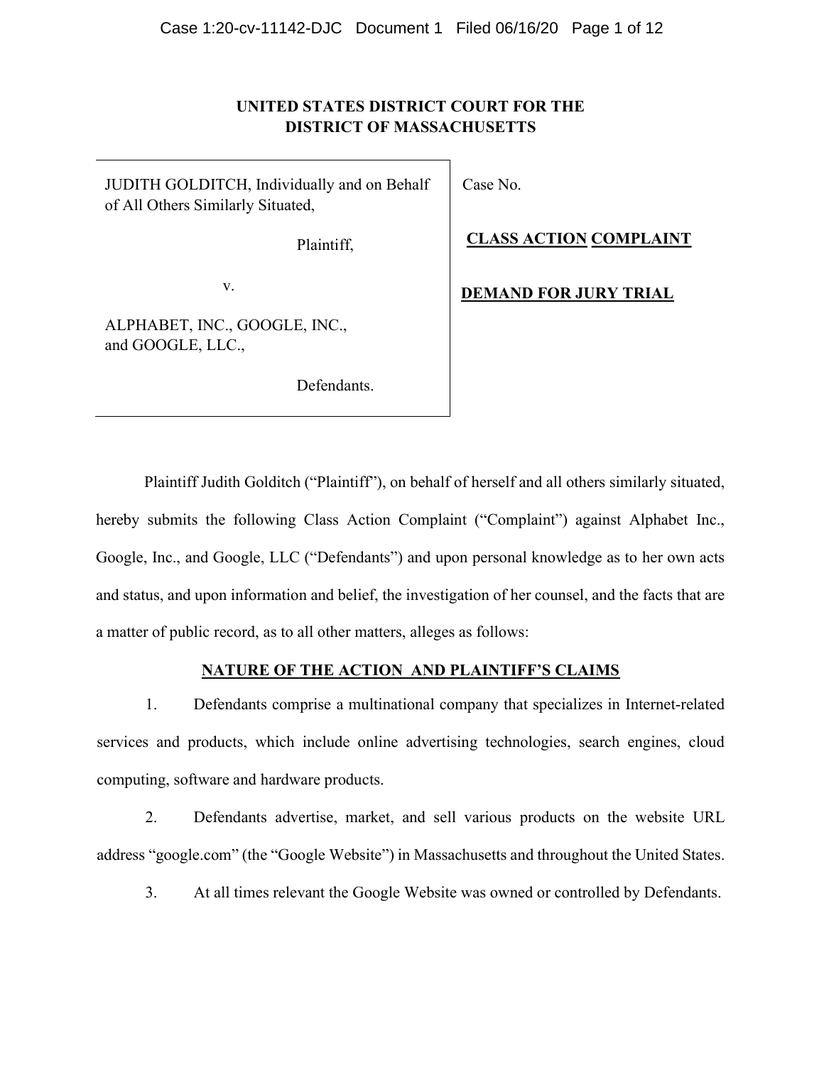**UNITED STATES DISTRICT COURT FOR THE**
**DISTRICT OF MASSACHUSETTS**

| | |
|---|---|
| JUDITH GOLDITCH, Individually and on Behalf of All Others Similarly Situated,<br><br>Plaintiff,<br><br>v.<br><br>ALPHABET, INC., GOOGLE, INC., and GOOGLE, LLC.,<br><br>Defendants. | Case No.<br><br>**CLASS ACTION COMPLAINT**<br><br>**DEMAND FOR JURY TRIAL** |

Plaintiff Judith Golditch ("Plaintiff"), on behalf of herself and all others similarly situated, hereby submits the following Class Action Complaint ("Complaint") against Alphabet Inc., Google, Inc., and Google, LLC ("Defendants") and upon personal knowledge as to her own acts and status, and upon information and belief, the investigation of her counsel, and the facts that are a matter of public record, as to all other matters, alleges as follows:

## NATURE OF THE ACTION AND PLAINTIFF'S CLAIMS

1. Defendants comprise a multinational company that specializes in Internet-related services and products, which include online advertising technologies, search engines, cloud computing, software and hardware products.

2. Defendants advertise, market, and sell various products on the website URL address "google.com" (the "Google Website") in Massachusetts and throughout the United States.

3. At all times relevant the Google Website was owned or controlled by Defendants.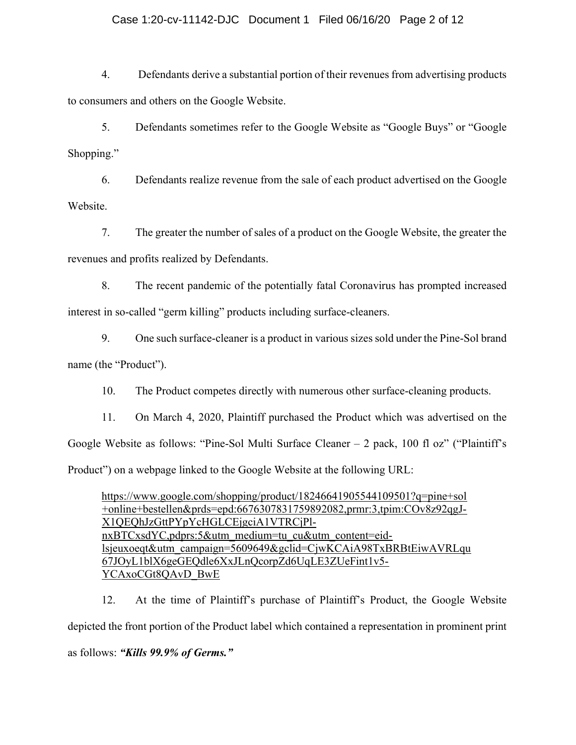4. Defendants derive a substantial portion of their revenues from advertising products to consumers and others on the Google Website.

5. Defendants sometimes refer to the Google Website as "Google Buys" or "Google Shopping."

6. Defendants realize revenue from the sale of each product advertised on the Google Website.

7. The greater the number of sales of a product on the Google Website, the greater the revenues and profits realized by Defendants.

8. The recent pandemic of the potentially fatal Coronavirus has prompted increased interest in so-called "germ killing" products including surface-cleaners.

9. One such surface-cleaner is a product in various sizes sold under the Pine-Sol brand name (the "Product").

10. The Product competes directly with numerous other surface-cleaning products.

11. On March 4, 2020, Plaintiff purchased the Product which was advertised on the Google Website as follows: "Pine-Sol Multi Surface Cleaner – 2 pack, 100 fl oz" ("Plaintiff's Product") on a webpage linked to the Google Website at the following URL:

> https://www.google.com/shopping/product/18246641905544109501?q=pine+sol+online+bestellen&prds=epd:6676307831759892082,prmr:3,tpim:COv8z92qgJ-X1QEQhJzGttPYpYcHGLCEjgciA1VTRCjPl-nxBTCxsdYC,pdprs:5&utm_medium=tu_cu&utm_content=eid-lsjeuxoeqt&utm_campaign=5609649&gclid=CjwKCAiA98TxBRBtEiwAVRLqu67JOyL1blX6geGEQdle6XxJLnQcorpZd6UqLE3ZUeFint1v5-YCAxoCGt8QAvD_BwE

12. At the time of Plaintiff's purchase of Plaintiff's Product, the Google Website depicted the front portion of the Product label which contained a representation in prominent print as follows: ***"Kills 99.9% of Germs."***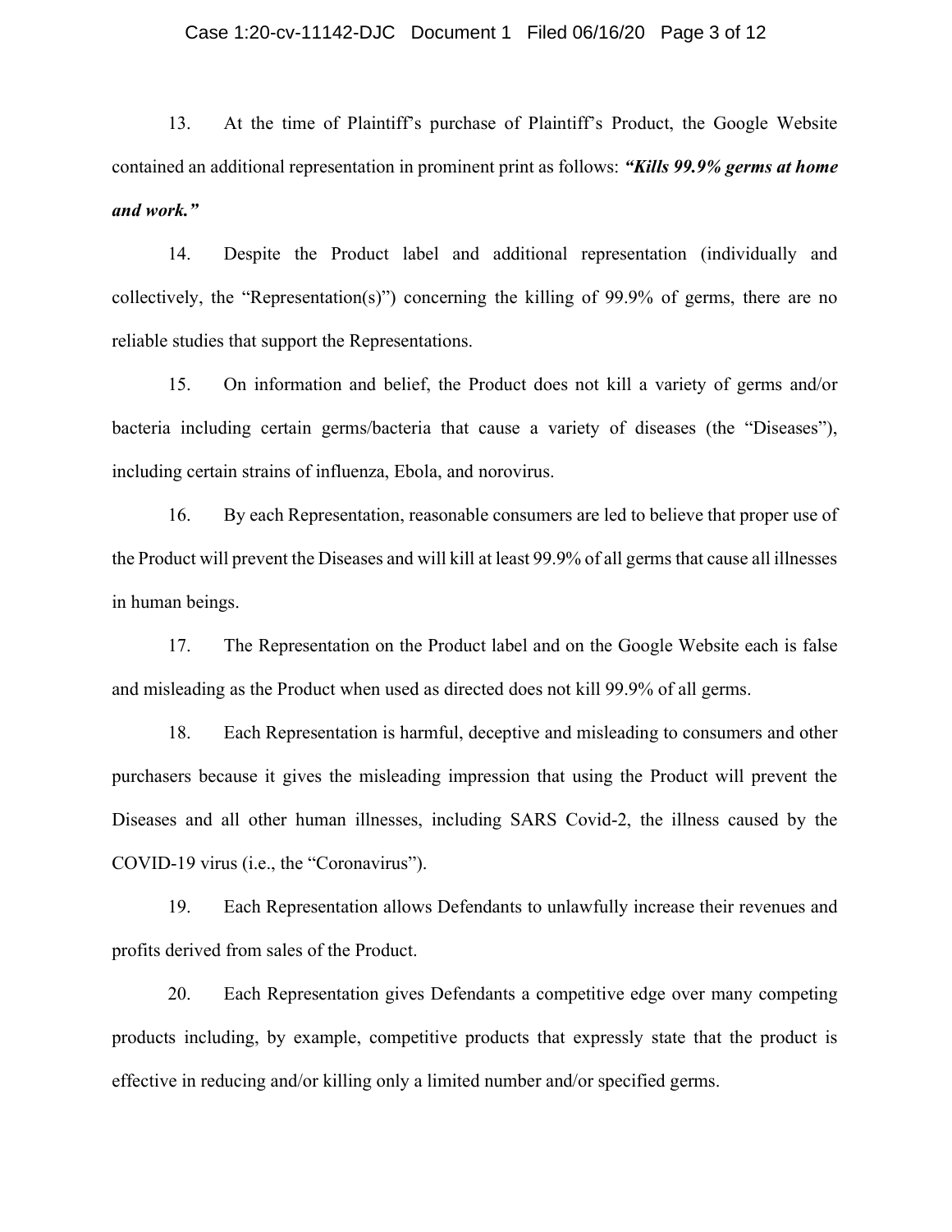13. At the time of Plaintiff's purchase of Plaintiff's Product, the Google Website contained an additional representation in prominent print as follows: ***"Kills 99.9% germs at home and work."***

14. Despite the Product label and additional representation (individually and collectively, the "Representation(s)") concerning the killing of 99.9% of germs, there are no reliable studies that support the Representations.

15. On information and belief, the Product does not kill a variety of germs and/or bacteria including certain germs/bacteria that cause a variety of diseases (the "Diseases"), including certain strains of influenza, Ebola, and norovirus.

16. By each Representation, reasonable consumers are led to believe that proper use of the Product will prevent the Diseases and will kill at least 99.9% of all germs that cause all illnesses in human beings.

17. The Representation on the Product label and on the Google Website each is false and misleading as the Product when used as directed does not kill 99.9% of all germs.

18. Each Representation is harmful, deceptive and misleading to consumers and other purchasers because it gives the misleading impression that using the Product will prevent the Diseases and all other human illnesses, including SARS Covid-2, the illness caused by the COVID-19 virus (i.e., the "Coronavirus").

19. Each Representation allows Defendants to unlawfully increase their revenues and profits derived from sales of the Product.

20. Each Representation gives Defendants a competitive edge over many competing products including, by example, competitive products that expressly state that the product is effective in reducing and/or killing only a limited number and/or specified germs.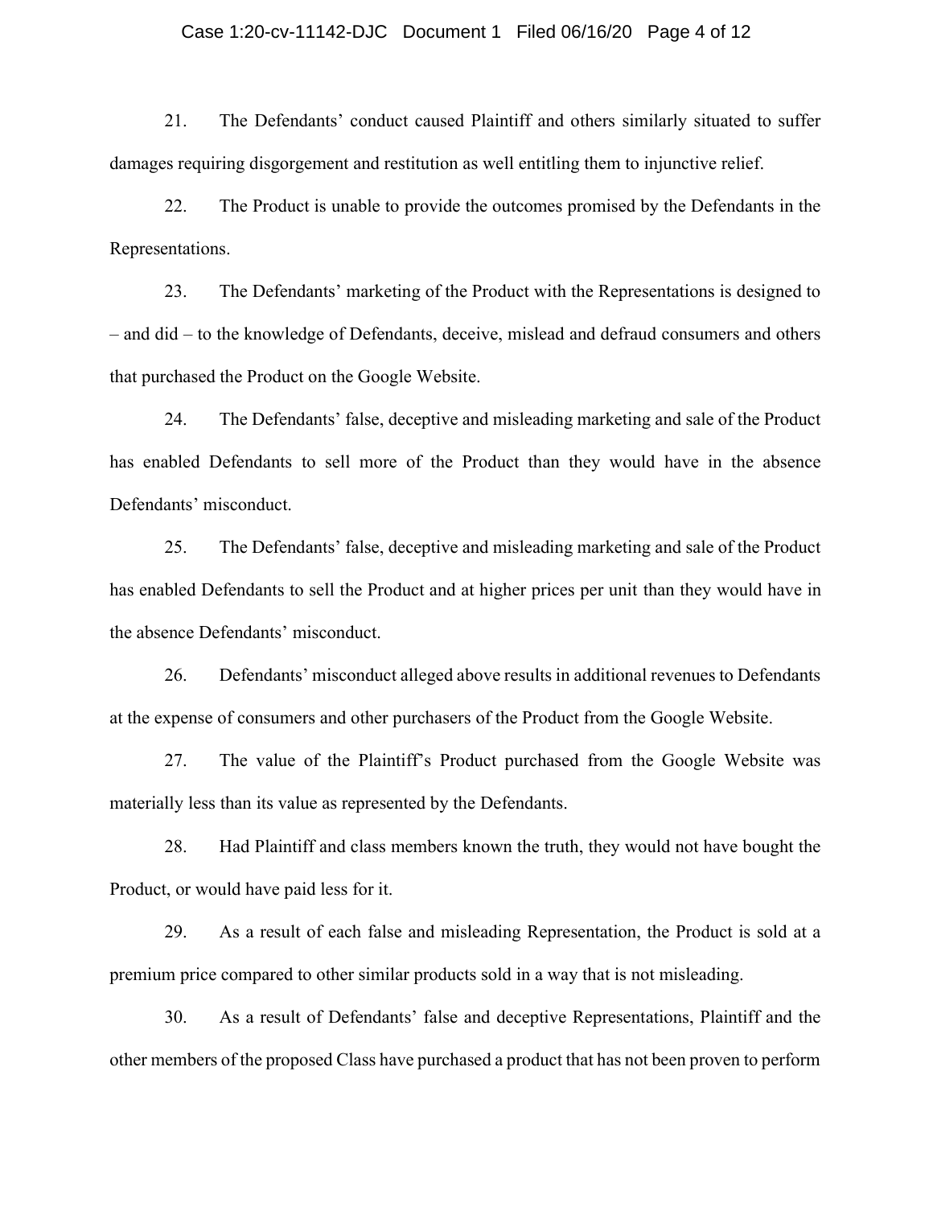21. The Defendants' conduct caused Plaintiff and others similarly situated to suffer damages requiring disgorgement and restitution as well entitling them to injunctive relief.

22. The Product is unable to provide the outcomes promised by the Defendants in the Representations.

23. The Defendants' marketing of the Product with the Representations is designed to – and did – to the knowledge of Defendants, deceive, mislead and defraud consumers and others that purchased the Product on the Google Website.

24. The Defendants' false, deceptive and misleading marketing and sale of the Product has enabled Defendants to sell more of the Product than they would have in the absence Defendants' misconduct.

25. The Defendants' false, deceptive and misleading marketing and sale of the Product has enabled Defendants to sell the Product and at higher prices per unit than they would have in the absence Defendants' misconduct.

26. Defendants' misconduct alleged above results in additional revenues to Defendants at the expense of consumers and other purchasers of the Product from the Google Website.

27. The value of the Plaintiff's Product purchased from the Google Website was materially less than its value as represented by the Defendants.

28. Had Plaintiff and class members known the truth, they would not have bought the Product, or would have paid less for it.

29. As a result of each false and misleading Representation, the Product is sold at a premium price compared to other similar products sold in a way that is not misleading.

30. As a result of Defendants' false and deceptive Representations, Plaintiff and the other members of the proposed Class have purchased a product that has not been proven to perform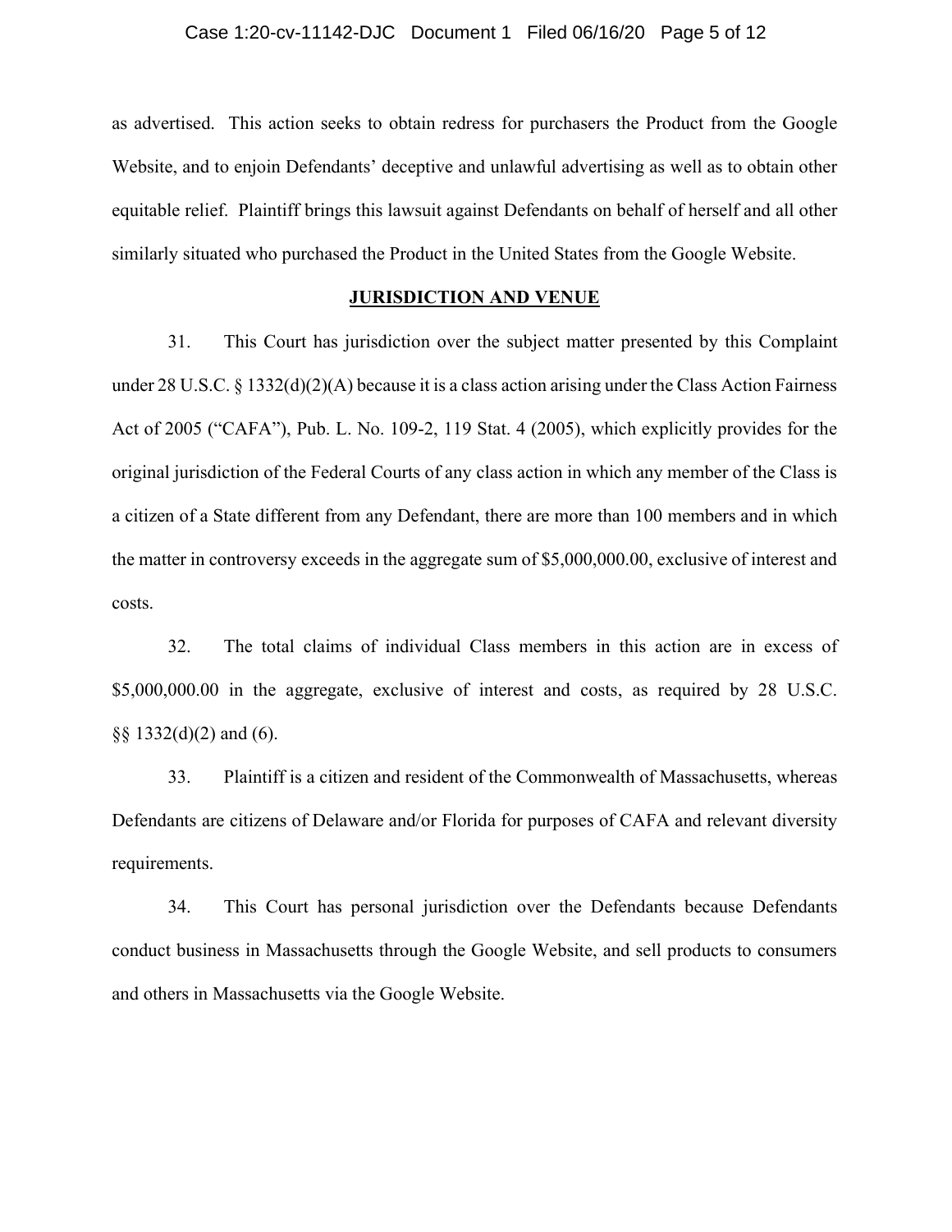as advertised. This action seeks to obtain redress for purchasers the Product from the Google Website, and to enjoin Defendants' deceptive and unlawful advertising as well as to obtain other equitable relief. Plaintiff brings this lawsuit against Defendants on behalf of herself and all other similarly situated who purchased the Product in the United States from the Google Website.

## JURISDICTION AND VENUE

31. This Court has jurisdiction over the subject matter presented by this Complaint under 28 U.S.C. § 1332(d)(2)(A) because it is a class action arising under the Class Action Fairness Act of 2005 ("CAFA"), Pub. L. No. 109-2, 119 Stat. 4 (2005), which explicitly provides for the original jurisdiction of the Federal Courts of any class action in which any member of the Class is a citizen of a State different from any Defendant, there are more than 100 members and in which the matter in controversy exceeds in the aggregate sum of $5,000,000.00, exclusive of interest and costs.

32. The total claims of individual Class members in this action are in excess of $5,000,000.00 in the aggregate, exclusive of interest and costs, as required by 28 U.S.C. §§ 1332(d)(2) and (6).

33. Plaintiff is a citizen and resident of the Commonwealth of Massachusetts, whereas Defendants are citizens of Delaware and/or Florida for purposes of CAFA and relevant diversity requirements.

34. This Court has personal jurisdiction over the Defendants because Defendants conduct business in Massachusetts through the Google Website, and sell products to consumers and others in Massachusetts via the Google Website.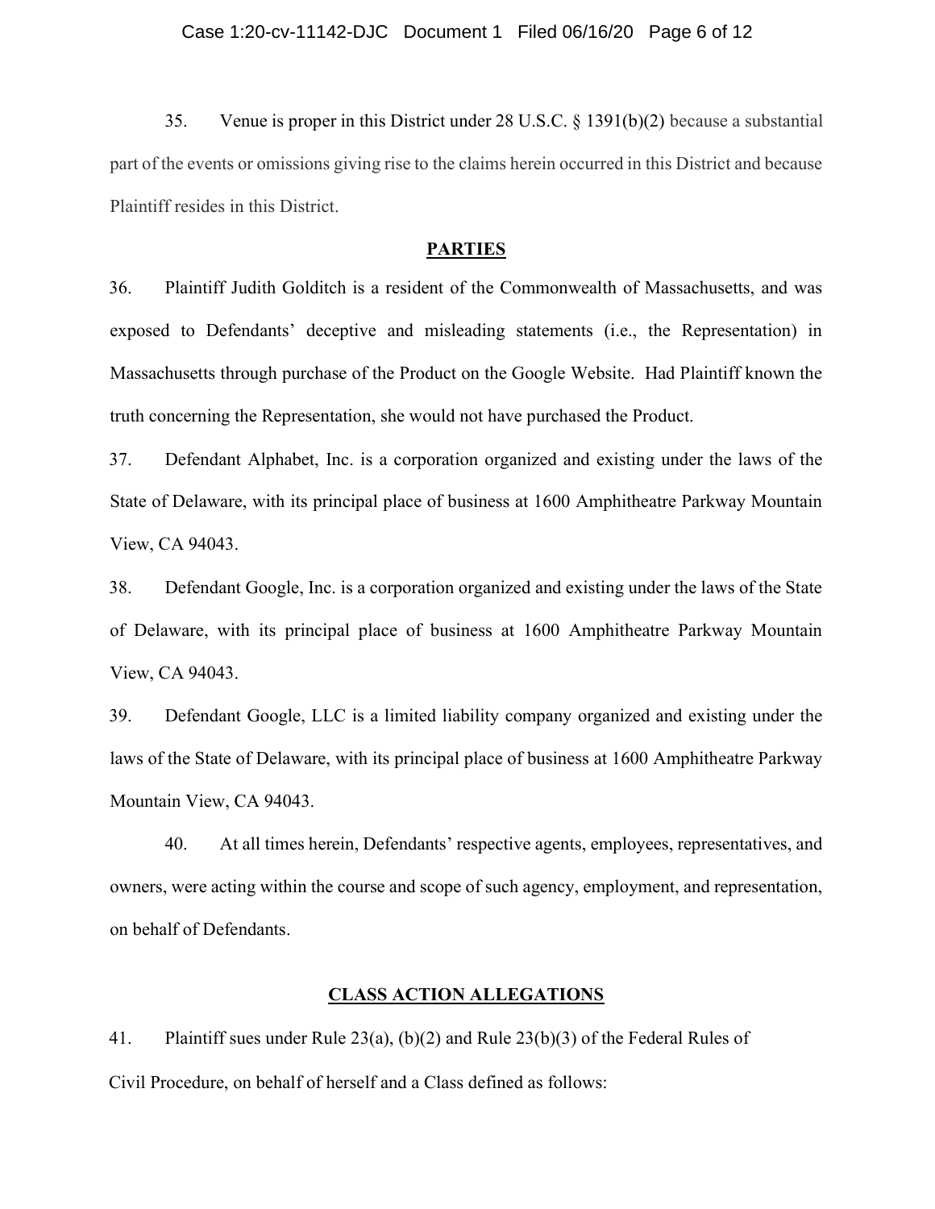35. Venue is proper in this District under 28 U.S.C. § 1391(b)(2) because a substantial part of the events or omissions giving rise to the claims herein occurred in this District and because Plaintiff resides in this District.

## PARTIES

36. Plaintiff Judith Golditch is a resident of the Commonwealth of Massachusetts, and was exposed to Defendants' deceptive and misleading statements (i.e., the Representation) in Massachusetts through purchase of the Product on the Google Website. Had Plaintiff known the truth concerning the Representation, she would not have purchased the Product.

37. Defendant Alphabet, Inc. is a corporation organized and existing under the laws of the State of Delaware, with its principal place of business at 1600 Amphitheatre Parkway Mountain View, CA 94043.

38. Defendant Google, Inc. is a corporation organized and existing under the laws of the State of Delaware, with its principal place of business at 1600 Amphitheatre Parkway Mountain View, CA 94043.

39. Defendant Google, LLC is a limited liability company organized and existing under the laws of the State of Delaware, with its principal place of business at 1600 Amphitheatre Parkway Mountain View, CA 94043.

40. At all times herein, Defendants' respective agents, employees, representatives, and owners, were acting within the course and scope of such agency, employment, and representation, on behalf of Defendants.

## CLASS ACTION ALLEGATIONS

41. Plaintiff sues under Rule 23(a), (b)(2) and Rule 23(b)(3) of the Federal Rules of Civil Procedure, on behalf of herself and a Class defined as follows: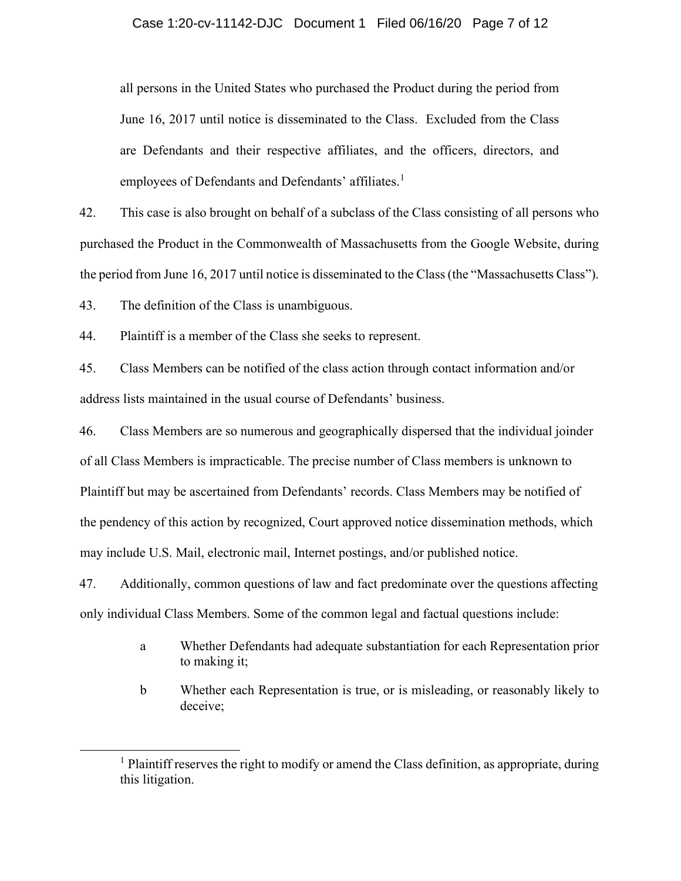all persons in the United States who purchased the Product during the period from June 16, 2017 until notice is disseminated to the Class. Excluded from the Class are Defendants and their respective affiliates, and the officers, directors, and employees of Defendants and Defendants' affiliates.[1]

42. This case is also brought on behalf of a subclass of the Class consisting of all persons who purchased the Product in the Commonwealth of Massachusetts from the Google Website, during the period from June 16, 2017 until notice is disseminated to the Class (the "Massachusetts Class").

43. The definition of the Class is unambiguous.

44. Plaintiff is a member of the Class she seeks to represent.

45. Class Members can be notified of the class action through contact information and/or address lists maintained in the usual course of Defendants' business.

46. Class Members are so numerous and geographically dispersed that the individual joinder of all Class Members is impracticable. The precise number of Class members is unknown to Plaintiff but may be ascertained from Defendants' records. Class Members may be notified of the pendency of this action by recognized, Court approved notice dissemination methods, which may include U.S. Mail, electronic mail, Internet postings, and/or published notice.

47. Additionally, common questions of law and fact predominate over the questions affecting only individual Class Members. Some of the common legal and factual questions include:

a Whether Defendants had adequate substantiation for each Representation prior to making it;

b Whether each Representation is true, or is misleading, or reasonably likely to deceive;

[1] Plaintiff reserves the right to modify or amend the Class definition, as appropriate, during this litigation.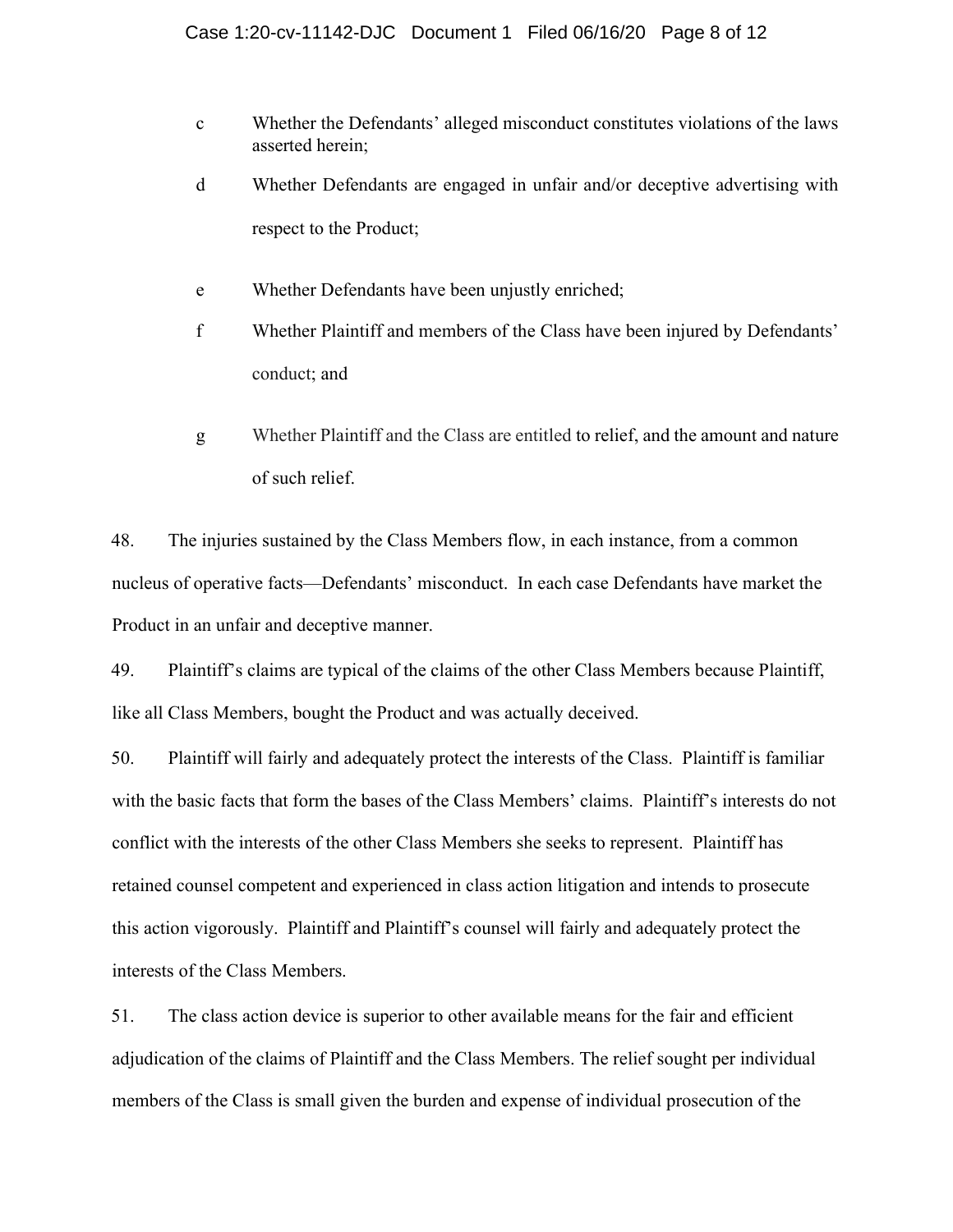c. Whether the Defendants' alleged misconduct constitutes violations of the laws asserted herein;

d. Whether Defendants are engaged in unfair and/or deceptive advertising with respect to the Product;

e. Whether Defendants have been unjustly enriched;

f. Whether Plaintiff and members of the Class have been injured by Defendants' conduct; and

g. Whether Plaintiff and the Class are entitled to relief, and the amount and nature of such relief.

48. The injuries sustained by the Class Members flow, in each instance, from a common nucleus of operative facts—Defendants' misconduct. In each case Defendants have market the Product in an unfair and deceptive manner.

49. Plaintiff's claims are typical of the claims of the other Class Members because Plaintiff, like all Class Members, bought the Product and was actually deceived.

50. Plaintiff will fairly and adequately protect the interests of the Class. Plaintiff is familiar with the basic facts that form the bases of the Class Members' claims. Plaintiff's interests do not conflict with the interests of the other Class Members she seeks to represent. Plaintiff has retained counsel competent and experienced in class action litigation and intends to prosecute this action vigorously. Plaintiff and Plaintiff's counsel will fairly and adequately protect the interests of the Class Members.

51. The class action device is superior to other available means for the fair and efficient adjudication of the claims of Plaintiff and the Class Members. The relief sought per individual members of the Class is small given the burden and expense of individual prosecution of the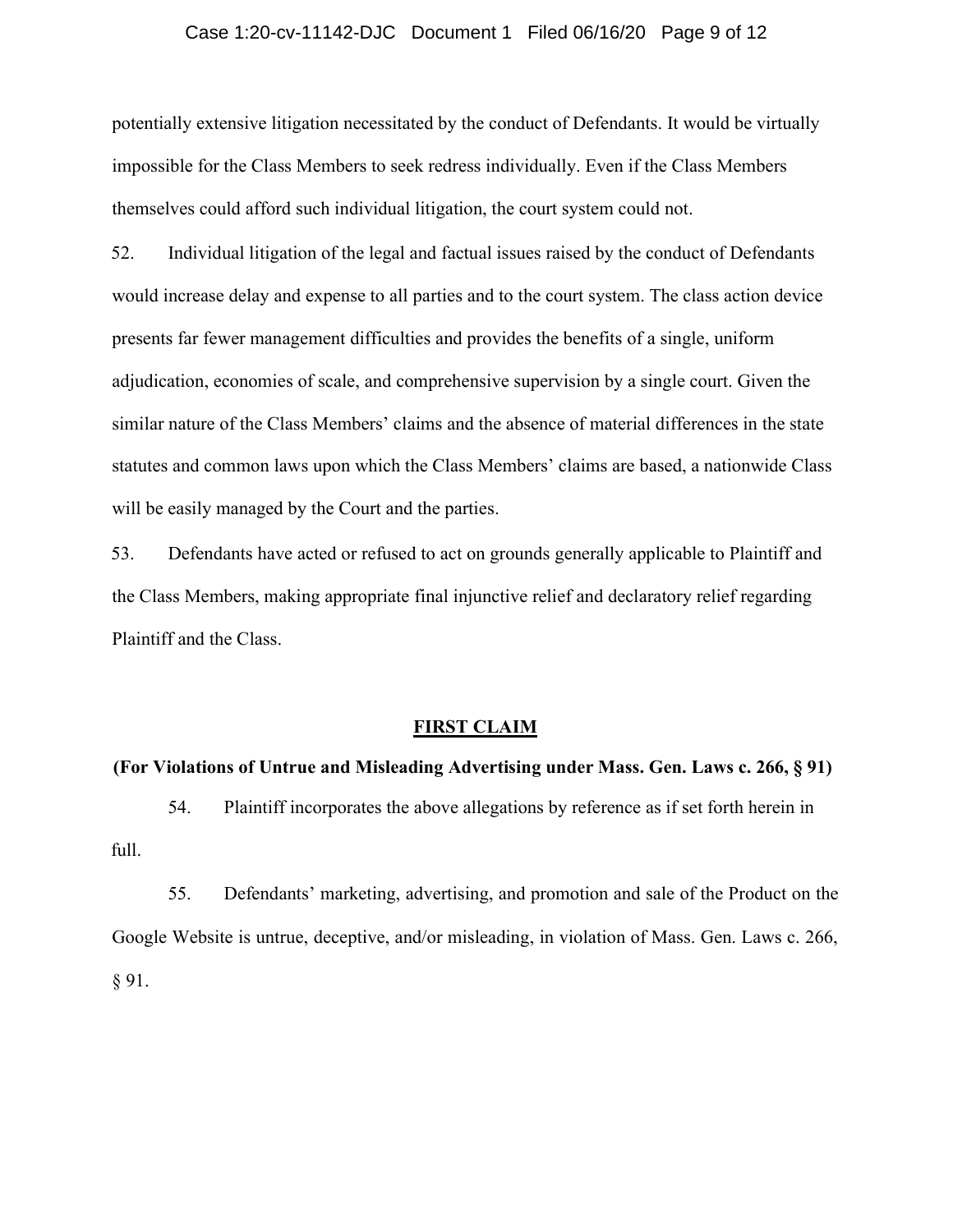potentially extensive litigation necessitated by the conduct of Defendants. It would be virtually impossible for the Class Members to seek redress individually. Even if the Class Members themselves could afford such individual litigation, the court system could not.

52. Individual litigation of the legal and factual issues raised by the conduct of Defendants would increase delay and expense to all parties and to the court system. The class action device presents far fewer management difficulties and provides the benefits of a single, uniform adjudication, economies of scale, and comprehensive supervision by a single court. Given the similar nature of the Class Members' claims and the absence of material differences in the state statutes and common laws upon which the Class Members' claims are based, a nationwide Class will be easily managed by the Court and the parties.

53. Defendants have acted or refused to act on grounds generally applicable to Plaintiff and the Class Members, making appropriate final injunctive relief and declaratory relief regarding Plaintiff and the Class.

## **FIRST CLAIM**

**(For Violations of Untrue and Misleading Advertising under Mass. Gen. Laws c. 266, § 91)**

54. Plaintiff incorporates the above allegations by reference as if set forth herein in full.

55. Defendants' marketing, advertising, and promotion and sale of the Product on the Google Website is untrue, deceptive, and/or misleading, in violation of Mass. Gen. Laws c. 266, § 91.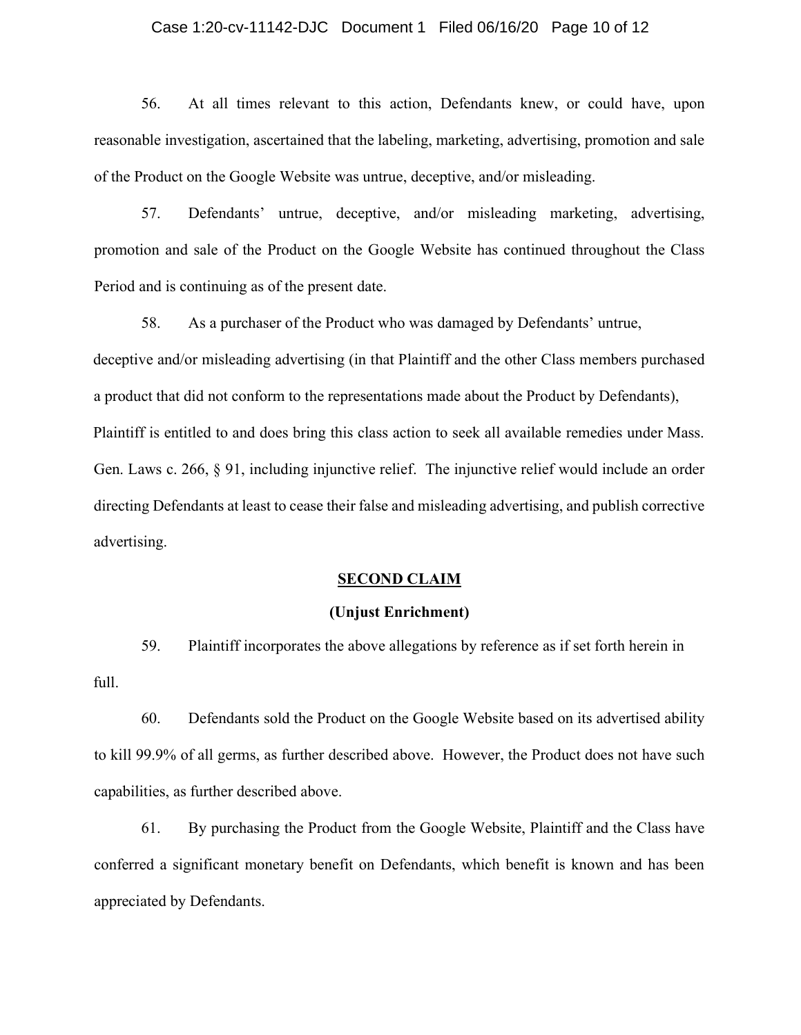56. At all times relevant to this action, Defendants knew, or could have, upon reasonable investigation, ascertained that the labeling, marketing, advertising, promotion and sale of the Product on the Google Website was untrue, deceptive, and/or misleading.

57. Defendants' untrue, deceptive, and/or misleading marketing, advertising, promotion and sale of the Product on the Google Website has continued throughout the Class Period and is continuing as of the present date.

58. As a purchaser of the Product who was damaged by Defendants' untrue, deceptive and/or misleading advertising (in that Plaintiff and the other Class members purchased a product that did not conform to the representations made about the Product by Defendants), Plaintiff is entitled to and does bring this class action to seek all available remedies under Mass. Gen. Laws c. 266, § 91, including injunctive relief. The injunctive relief would include an order directing Defendants at least to cease their false and misleading advertising, and publish corrective advertising.

**SECOND CLAIM**

**(Unjust Enrichment)**

59. Plaintiff incorporates the above allegations by reference as if set forth herein in full.

60. Defendants sold the Product on the Google Website based on its advertised ability to kill 99.9% of all germs, as further described above. However, the Product does not have such capabilities, as further described above.

61. By purchasing the Product from the Google Website, Plaintiff and the Class have conferred a significant monetary benefit on Defendants, which benefit is known and has been appreciated by Defendants.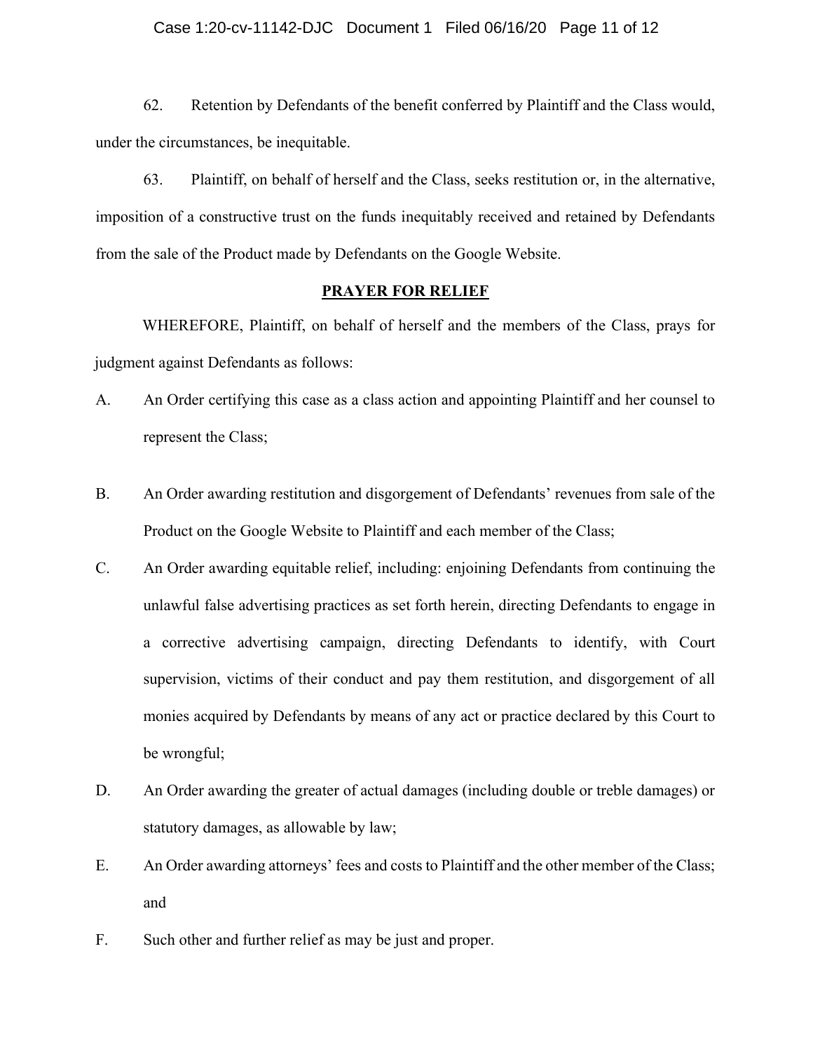62. Retention by Defendants of the benefit conferred by Plaintiff and the Class would, under the circumstances, be inequitable.

63. Plaintiff, on behalf of herself and the Class, seeks restitution or, in the alternative, imposition of a constructive trust on the funds inequitably received and retained by Defendants from the sale of the Product made by Defendants on the Google Website.

## PRAYER FOR RELIEF

WHEREFORE, Plaintiff, on behalf of herself and the members of the Class, prays for judgment against Defendants as follows:

A. An Order certifying this case as a class action and appointing Plaintiff and her counsel to represent the Class;

B. An Order awarding restitution and disgorgement of Defendants' revenues from sale of the Product on the Google Website to Plaintiff and each member of the Class;

C. An Order awarding equitable relief, including: enjoining Defendants from continuing the unlawful false advertising practices as set forth herein, directing Defendants to engage in a corrective advertising campaign, directing Defendants to identify, with Court supervision, victims of their conduct and pay them restitution, and disgorgement of all monies acquired by Defendants by means of any act or practice declared by this Court to be wrongful;

D. An Order awarding the greater of actual damages (including double or treble damages) or statutory damages, as allowable by law;

E. An Order awarding attorneys' fees and costs to Plaintiff and the other member of the Class; and

F. Such other and further relief as may be just and proper.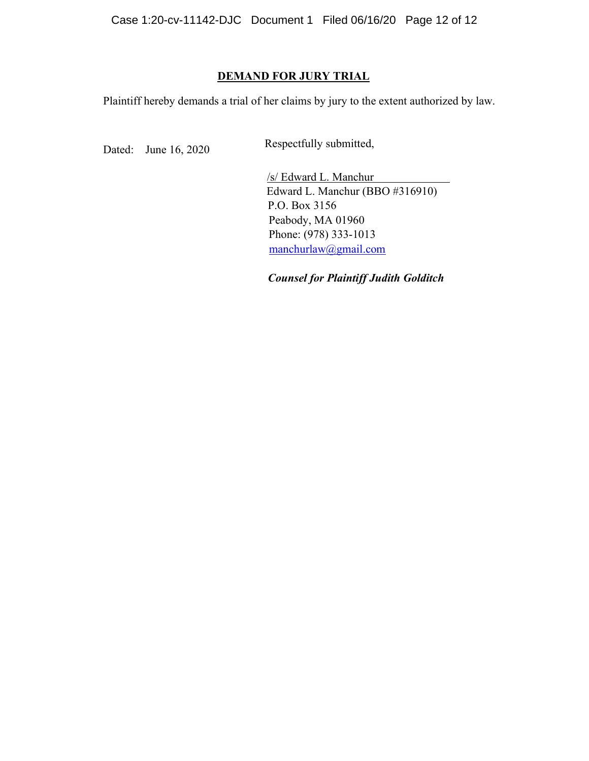## DEMAND FOR JURY TRIAL

Plaintiff hereby demands a trial of her claims by jury to the extent authorized by law.

Dated: June 16, 2020

Respectfully submitted,

/s/ Edward L. Manchur
Edward L. Manchur (BBO #316910)
P.O. Box 3156
Peabody, MA 01960
Phone: (978) 333-1013
manchurlaw@gmail.com

***Counsel for Plaintiff Judith Golditch***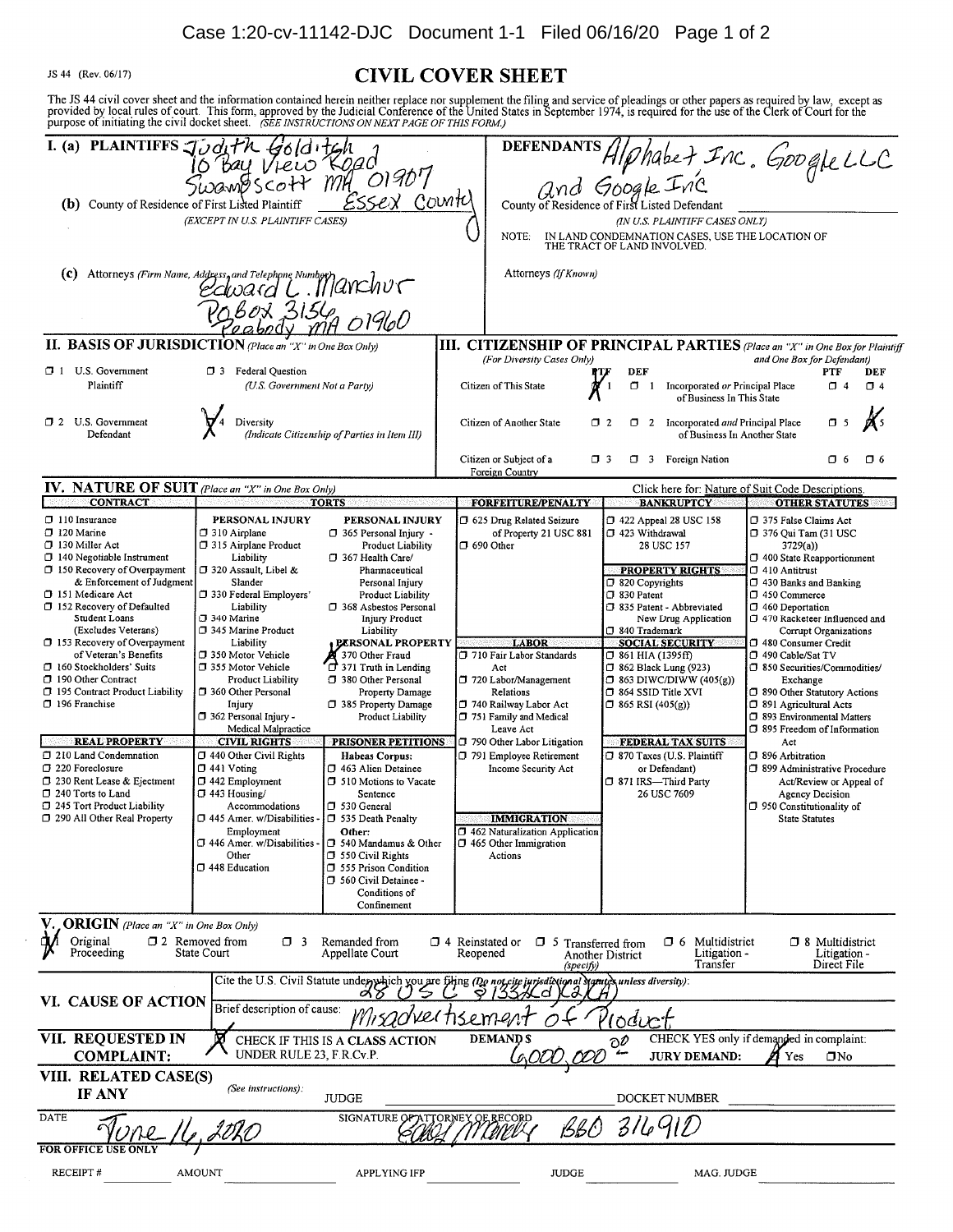JS 44 (Rev. 06/17)

# CIVIL COVER SHEET

The JS 44 civil cover sheet and the information contained herein neither replace nor supplement the filing and service of pleadings or other papers as required by law, except as provided by local rules of court. This form, approved by the Judicial Conference of the United States in September 1974, is required for the use of the Clerk of Court for the purpose of initiating the civil docket sheet. *(SEE INSTRUCTIONS ON NEXT PAGE OF THIS FORM.)*

**I. (a) PLAINTIFFS** Judith Golditch, 10 Bay View Road, Swampscott MA 01907

**DEFENDANTS** Alphabet Inc. Google LLC and Google Inc

**(b)** County of Residence of First Listed Plaintiff Essex County
*(EXCEPT IN U.S. PLAINTIFF CASES)*

County of Residence of First Listed Defendant
*(IN U.S. PLAINTIFF CASES ONLY)*

NOTE: IN LAND CONDEMNATION CASES, USE THE LOCATION OF THE TRACT OF LAND INVOLVED.

**(c)** Attorneys *(Firm Name, Address, and Telephone Number)* Edward L. Manchur, PO Box 3156, Peabody MA 01960

Attorneys *(If Known)*

**II. BASIS OF JURISDICTION** *(Place an "X" in One Box Only)*

- ☐ 1 U.S. Government Plaintiff
- ☐ 3 Federal Question (U.S. Government Not a Party)
- ☐ 2 U.S. Government Defendant
- ☒ 4 Diversity (Indicate Citizenship of Parties in Item III)

**III. CITIZENSHIP OF PRINCIPAL PARTIES** *(Place an "X" in One Box for Plaintiff and One Box for Defendant)* *(For Diversity Cases Only)*

| | PTF | DEF | | PTF | DEF |
|---|---|---|---|---|---|
| Citizen of This State | ☒ 1 | ☐ 1 | Incorporated *or* Principal Place of Business In This State | ☐ 4 | ☐ 4 |
| Citizen of Another State | ☐ 2 | ☐ 2 | Incorporated *and* Principal Place of Business In Another State | ☐ 5 | ☒ 5 |
| Citizen or Subject of a Foreign Country | ☐ 3 | ☐ 3 | Foreign Nation | ☐ 6 | ☐ 6 |

**IV. NATURE OF SUIT** *(Place an "X" in One Box Only)* Click here for: Nature of Suit Code Descriptions.

**CONTRACT**
- ☐ 110 Insurance
- ☐ 120 Marine
- ☐ 130 Miller Act
- ☐ 140 Negotiable Instrument
- ☐ 150 Recovery of Overpayment & Enforcement of Judgment
- ☐ 151 Medicare Act
- ☐ 152 Recovery of Defaulted Student Loans (Excludes Veterans)
- ☐ 153 Recovery of Overpayment of Veteran's Benefits
- ☐ 160 Stockholders' Suits
- ☐ 190 Other Contract
- ☐ 195 Contract Product Liability
- ☐ 196 Franchise

**REAL PROPERTY**
- ☐ 210 Land Condemnation
- ☐ 220 Foreclosure
- ☐ 230 Rent Lease & Ejectment
- ☐ 240 Torts to Land
- ☐ 245 Tort Product Liability
- ☐ 290 All Other Real Property

**TORTS**

PERSONAL INJURY
- ☐ 310 Airplane
- ☐ 315 Airplane Product Liability
- ☐ 320 Assault, Libel & Slander
- ☐ 330 Federal Employers' Liability
- ☐ 340 Marine
- ☐ 345 Marine Product Liability
- ☐ 350 Motor Vehicle
- ☐ 355 Motor Vehicle Product Liability
- ☐ 360 Other Personal Injury
- ☐ 362 Personal Injury - Medical Malpractice

PERSONAL INJURY
- ☐ 365 Personal Injury - Product Liability
- ☐ 367 Health Care/ Pharmaceutical Personal Injury Product Liability
- ☐ 368 Asbestos Personal Injury Product Liability

PERSONAL PROPERTY
- ☒ 370 Other Fraud
- ☒ 371 Truth in Lending
- ☐ 380 Other Personal Property Damage
- ☐ 385 Property Damage Product Liability

**CIVIL RIGHTS**
- ☐ 440 Other Civil Rights
- ☐ 441 Voting
- ☐ 442 Employment
- ☐ 443 Housing/ Accommodations
- ☐ 445 Amer. w/Disabilities - Employment
- ☐ 446 Amer. w/Disabilities - Other
- ☐ 448 Education

**PRISONER PETITIONS**

Habeas Corpus:
- ☐ 463 Alien Detainee
- ☐ 510 Motions to Vacate Sentence
- ☐ 530 General
- ☐ 535 Death Penalty

Other:
- ☐ 540 Mandamus & Other
- ☐ 550 Civil Rights
- ☐ 555 Prison Condition
- ☐ 560 Civil Detainee - Conditions of Confinement

**FORFEITURE/PENALTY**
- ☐ 625 Drug Related Seizure of Property 21 USC 881
- ☐ 690 Other

**LABOR**
- ☐ 710 Fair Labor Standards Act
- ☐ 720 Labor/Management Relations
- ☐ 740 Railway Labor Act
- ☐ 751 Family and Medical Leave Act
- ☐ 790 Other Labor Litigation
- ☐ 791 Employee Retirement Income Security Act

**IMMIGRATION**
- ☐ 462 Naturalization Application
- ☐ 465 Other Immigration Actions

**BANKRUPTCY**
- ☐ 422 Appeal 28 USC 158
- ☐ 423 Withdrawal 28 USC 157

**PROPERTY RIGHTS**
- ☐ 820 Copyrights
- ☐ 830 Patent
- ☐ 835 Patent - Abbreviated New Drug Application
- ☐ 840 Trademark

**SOCIAL SECURITY**
- ☐ 861 HIA (1395ff)
- ☐ 862 Black Lung (923)
- ☐ 863 DIWC/DIWW (405(g))
- ☐ 864 SSID Title XVI
- ☐ 865 RSI (405(g))

**FEDERAL TAX SUITS**
- ☐ 870 Taxes (U.S. Plaintiff or Defendant)
- ☐ 871 IRS—Third Party 26 USC 7609

**OTHER STATUTES**
- ☐ 375 False Claims Act
- ☐ 376 Qui Tam (31 USC 3729(a))
- ☐ 400 State Reapportionment
- ☐ 410 Antitrust
- ☐ 430 Banks and Banking
- ☐ 450 Commerce
- ☐ 460 Deportation
- ☐ 470 Racketeer Influenced and Corrupt Organizations
- ☐ 480 Consumer Credit
- ☐ 490 Cable/Sat TV
- ☐ 850 Securities/Commodities/ Exchange
- ☐ 890 Other Statutory Actions
- ☐ 891 Agricultural Acts
- ☐ 893 Environmental Matters
- ☐ 895 Freedom of Information Act
- ☐ 896 Arbitration
- ☐ 899 Administrative Procedure Act/Review or Appeal of Agency Decision
- ☐ 950 Constitutionality of State Statutes

**V. ORIGIN** *(Place an "X" in One Box Only)*

☒ 1 Original Proceeding ☐ 2 Removed from State Court ☐ 3 Remanded from Appellate Court ☐ 4 Reinstated or Reopened ☐ 5 Transferred from Another District *(specify)* ☐ 6 Multidistrict Litigation - Transfer ☐ 8 Multidistrict Litigation - Direct File

**VI. CAUSE OF ACTION**

Cite the U.S. Civil Statute under which you are filing *(Do not cite jurisdictional statutes unless diversity)*: 28 USC § 1332(d)(2)(A)

Brief description of cause: Misadvertisement of Product

**VII. REQUESTED IN COMPLAINT:**

☒ CHECK IF THIS IS A CLASS ACTION UNDER RULE 23, F.R.Cv.P.

DEMAND $ 6,000,000.00

CHECK YES only if demanded in complaint: **JURY DEMAND:** ☒ Yes ☐ No

**VIII. RELATED CASE(S) IF ANY** *(See instructions)*: JUDGE ____________ DOCKET NUMBER ____________

DATE June 16, 2020 SIGNATURE OF ATTORNEY OF RECORD Edward Manchur BBO 316910

**FOR OFFICE USE ONLY**

RECEIPT # ______ AMOUNT ______ APPLYING IFP ______ JUDGE ______ MAG. JUDGE ______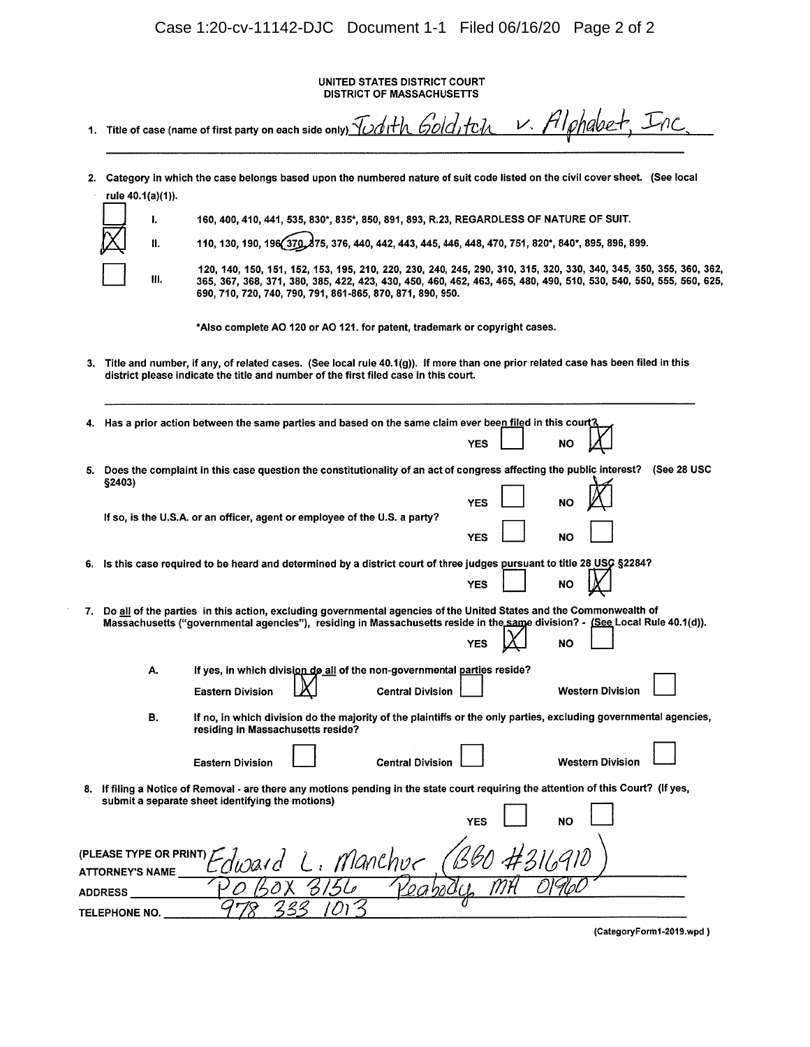UNITED STATES DISTRICT COURT
DISTRICT OF MASSACHUSETTS

1. Title of case (name of first party on each side only) Judith Golditch v. Alphabet, Inc.

2. Category in which the case belongs based upon the numbered nature of suit code listed on the civil cover sheet. (See local rule 40.1(a)(1)).

- [ ] I. 160, 400, 410, 441, 535, 830*, 835*, 850, 891, 893, R.23, REGARDLESS OF NATURE OF SUIT.
- [X] II. 110, 130, 190, 196, (370), 375, 376, 440, 442, 443, 445, 446, 448, 470, 751, 820*, 840*, 895, 896, 899.
- [ ] III. 120, 140, 150, 151, 152, 153, 195, 210, 220, 230, 240, 245, 290, 310, 315, 320, 330, 340, 345, 350, 355, 360, 362, 365, 367, 368, 371, 380, 385, 422, 423, 430, 450, 460, 462, 463, 465, 480, 490, 510, 530, 540, 550, 555, 560, 625, 690, 710, 720, 740, 790, 791, 861-865, 870, 871, 890, 950.

*Also complete AO 120 or AO 121. for patent, trademark or copyright cases.

3. Title and number, if any, of related cases. (See local rule 40.1(g)). If more than one prior related case has been filed in this district please indicate the title and number of the first filed case in this court.

4. Has a prior action between the same parties and based on the same claim ever been filed in this court?

YES [ ] NO [X]

5. Does the complaint in this case question the constitutionality of an act of congress affecting the public interest? (See 28 USC §2403)

YES [ ] NO [X]

If so, is the U.S.A. or an officer, agent or employee of the U.S. a party?

YES [ ] NO [ ]

6. Is this case required to be heard and determined by a district court of three judges pursuant to title 28 USC §2284?

YES [ ] NO [X]

7. Do all of the parties in this action, excluding governmental agencies of the United States and the Commonwealth of Massachusetts ("governmental agencies"), residing in Massachusetts reside in the same division? - (See Local Rule 40.1(d)).

YES [X] NO [ ]

A. If yes, in which division do all of the non-governmental parties reside?

Eastern Division [X] Central Division [ ] Western Division [ ]

B. If no, in which division do the majority of the plaintiffs or the only parties, excluding governmental agencies, residing in Massachusetts reside?

Eastern Division [ ] Central Division [ ] Western Division [ ]

8. If filing a Notice of Removal - are there any motions pending in the state court requiring the attention of this Court? (If yes, submit a separate sheet identifying the motions)

YES [ ] NO [ ]

(PLEASE TYPE OR PRINT)
ATTORNEY'S NAME Edward L. Manchur (BBO #316910)
ADDRESS PO Box 3156 Peabody, MA 01960
TELEPHONE NO. 978 333 1013

(CategoryForm1-2019.wpd )